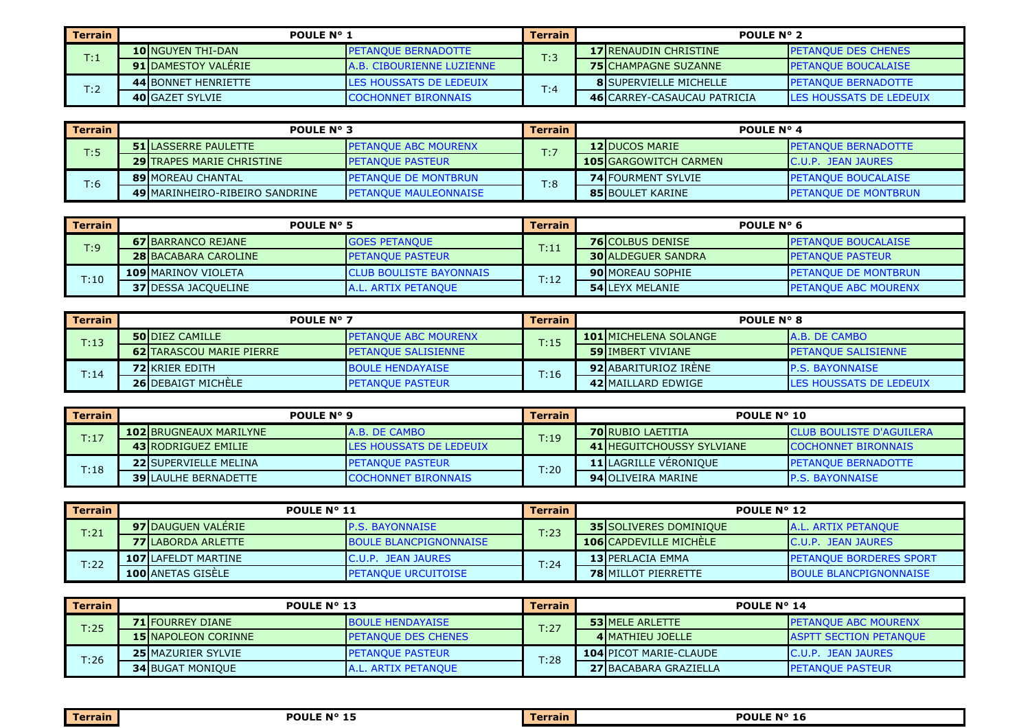| Terrain | POULE N° 1 | | | Terrain | POULE N° 2 | | |
|---|---|---|---|---|---|---|---|
| T:1 | 10 | NGUYEN THI-DAN | PETANQUE BERNADOTTE | T:3 | 17 | RENAUDIN CHRISTINE | PETANQUE DES CHENES |
| | 91 | DAMESTOY VALÉRIE | A.B. CIBOURIENNE LUZIENNE | | 75 | CHAMPAGNE SUZANNE | PETANQUE BOUCALAISE |
| T:2 | 44 | BONNET HENRIETTE | LES HOUSSATS DE LEDEUIX | T:4 | 8 | SUPERVIELLE MICHELLE | PETANQUE BERNADOTTE |
| | 40 | GAZET SYLVIE | COCHONNET BIRONNAIS | | 46 | CARREY-CASAUCAU PATRICIA | LES HOUSSATS DE LEDEUIX |

| Terrain | POULE N° 3 | | | Terrain | POULE N° 4 | | |
|---|---|---|---|---|---|---|---|
| T:5 | 51 | LASSERRE PAULETTE | PETANQUE ABC MOURENX | T:7 | 12 | DUCOS MARIE | PETANQUE BERNADOTTE |
| | 29 | TRAPES MARIE CHRISTINE | PETANQUE PASTEUR | | 105 | GARGOWITCH CARMEN | C.U.P. JEAN JAURES |
| T:6 | 89 | MOREAU CHANTAL | PETANQUE DE MONTBRUN | T:8 | 74 | FOURMENT SYLVIE | PETANQUE BOUCALAISE |
| | 49 | MARINHEIRO-RIBEIRO SANDRINE | PETANQUE MAULEONNAISE | | 85 | BOULET KARINE | PETANQUE DE MONTBRUN |

| Terrain | POULE N° 5 | | | Terrain | POULE N° 6 | | |
|---|---|---|---|---|---|---|---|
| T:9 | 67 | BARRANCO REJANE | GOES PETANQUE | T:11 | 76 | COLBUS DENISE | PETANQUE BOUCALAISE |
| | 28 | BACABARA CAROLINE | PETANQUE PASTEUR | | 30 | ALDEGUER SANDRA | PETANQUE PASTEUR |
| T:10 | 109 | MARINOV VIOLETA | CLUB BOULISTE BAYONNAIS | T:12 | 90 | MOREAU SOPHIE | PETANQUE DE MONTBRUN |
| | 37 | DESSA JACQUELINE | A.L. ARTIX PETANQUE | | 54 | LEYX MELANIE | PETANQUE ABC MOURENX |

| Terrain | POULE N° 7 | | | Terrain | POULE N° 8 | | |
|---|---|---|---|---|---|---|---|
| T:13 | 50 | DIEZ CAMILLE | PETANQUE ABC MOURENX | T:15 | 101 | MICHELENA SOLANGE | A.B. DE CAMBO |
| | 62 | TARASCOU MARIE PIERRE | PETANQUE SALISIENNE | | 59 | IMBERT VIVIANE | PETANQUE SALISIENNE |
| T:14 | 72 | KRIER EDITH | BOULE HENDAYAISE | T:16 | 92 | ABARITURIOZ IRÈNE | P.S. BAYONNAISE |
| | 26 | DEBAIGT MICHÈLE | PETANQUE PASTEUR | | 42 | MAILLARD EDWIGE | LES HOUSSATS DE LEDEUIX |

| Terrain | POULE N° 9 | | | Terrain | POULE N° 10 | | |
|---|---|---|---|---|---|---|---|
| T:17 | 102 | BRUGNEAUX MARILYNE | A.B. DE CAMBO | T:19 | 70 | RUBIO LAETITIA | CLUB BOULISTE D'AGUILERA |
| | 43 | RODRIGUEZ EMILIE | LES HOUSSATS DE LEDEUIX | | 41 | HEGUITCHOUSSY SYLVIANE | COCHONNET BIRONNAIS |
| T:18 | 22 | SUPERVIELLE MELINA | PETANQUE PASTEUR | T:20 | 11 | LAGRILLE VÉRONIQUE | PETANQUE BERNADOTTE |
| | 39 | LAULHE BERNADETTE | COCHONNET BIRONNAIS | | 94 | OLIVEIRA MARINE | P.S. BAYONNAISE |

| Terrain | POULE N° 11 | | | Terrain | POULE N° 12 | | |
|---|---|---|---|---|---|---|---|
| T:21 | 97 | DAUGUEN VALÉRIE | P.S. BAYONNAISE | T:23 | 35 | SOLIVERES DOMINIQUE | A.L. ARTIX PETANQUE |
| | 77 | LABORDA ARLETTE | BOULE BLANCPIGNONNAISE | | 106 | CAPDEVILLE MICHÈLE | C.U.P. JEAN JAURES |
| T:22 | 107 | LAFELDT MARTINE | C.U.P. JEAN JAURES | T:24 | 13 | PERLACIA EMMA | PETANQUE BORDERES SPORT |
| | 100 | ANETAS GISÈLE | PETANQUE URCUITOISE | | 78 | MILLOT PIERRETTE | BOULE BLANCPIGNONNAISE |

| Terrain | POULE N° 13 | | | Terrain | POULE N° 14 | | |
|---|---|---|---|---|---|---|---|
| T:25 | 71 | FOURREY DIANE | BOULE HENDAYAISE | T:27 | 53 | MELE ARLETTE | PETANQUE ABC MOURENX |
| | 15 | NAPOLEON CORINNE | PETANQUE DES CHENES | | 4 | MATHIEU JOELLE | ASPTT SECTION PETANQUE |
| T:26 | 25 | MAZURIER SYLVIE | PETANQUE PASTEUR | T:28 | 104 | PICOT MARIE-CLAUDE | C.U.P. JEAN JAURES |
| | 34 | BUGAT MONIQUE | A.L. ARTIX PETANQUE | | 27 | BACABARA GRAZIELLA | PETANQUE PASTEUR |

| Terrain | POULE N° 15 | | | Terrain | POULE N° 16 | | |
|---|---|---|---|---|---|---|---|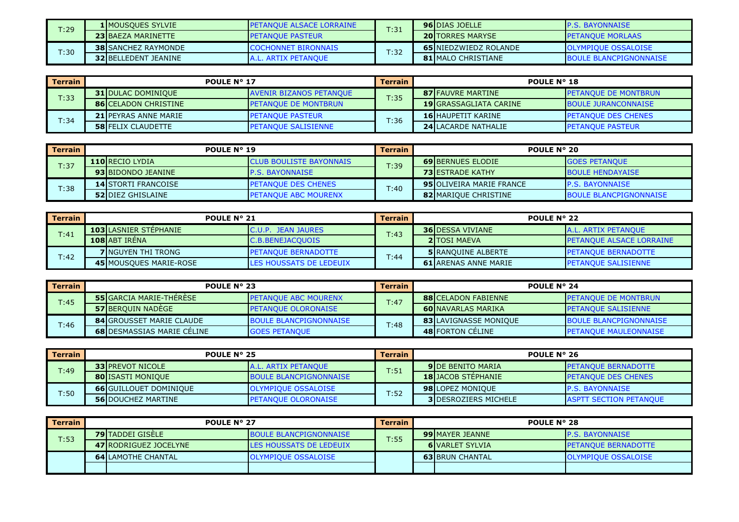| | | | | | | |
|---|---|---|---|---|---|---|
| T:29 | 1 | MOUSQUES SYLVIE | PETANQUE ALSACE LORRAINE | T:31 | 96 | DIAS JOELLE | P.S. BAYONNAISE |
| | 23 | BAEZA MARINETTE | PETANQUE PASTEUR | | 20 | TORRES MARYSE | PETANQUE MORLAAS |
| T:30 | 38 | SANCHEZ RAYMONDE | COCHONNET BIRONNAIS | T:32 | 65 | NIEDZWIEDZ ROLANDE | OLYMPIQUE OSSALOISE |
| | 32 | BELLEDENT JEANINE | A.L. ARTIX PETANQUE | | 81 | MALO CHRISTIANE | BOULE BLANCPIGNONNAISE |

| Terrain | POULE N° 17 | | | Terrain | POULE N° 18 | | |
|---|---|---|---|---|---|---|---|
| T:33 | 31 | DULAC DOMINIQUE | AVENIR BIZANOS PETANQUE | T:35 | 87 | FAUVRE MARTINE | PETANQUE DE MONTBRUN |
| | 86 | CELADON CHRISTINE | PETANQUE DE MONTBRUN | | 19 | GRASSAGLIATA CARINE | BOULE JURANCONNAISE |
| T:34 | 21 | PEYRAS ANNE MARIE | PETANQUE PASTEUR | T:36 | 16 | HAUPETIT KARINE | PETANQUE DES CHENES |
| | 58 | FELIX CLAUDETTE | PETANQUE SALISIENNE | | 24 | LACARDE NATHALIE | PETANQUE PASTEUR |

| Terrain | POULE N° 19 | | | Terrain | POULE N° 20 | | |
|---|---|---|---|---|---|---|---|
| T:37 | 110 | RECIO LYDIA | CLUB BOULISTE BAYONNAIS | T:39 | 69 | BERNUES ELODIE | GOES PETANQUE |
| | 93 | BIDONDO JEANINE | P.S. BAYONNAISE | | 73 | ESTRADE KATHY | BOULE HENDAYAISE |
| T:38 | 14 | STORTI FRANCOISE | PETANQUE DES CHENES | T:40 | 95 | OLIVEIRA MARIE FRANCE | P.S. BAYONNAISE |
| | 52 | DIEZ GHISLAINE | PETANQUE ABC MOURENX | | 82 | MARIQUE CHRISTINE | BOULE BLANCPIGNONNAISE |

| Terrain | POULE N° 21 | | | Terrain | POULE N° 22 | | |
|---|---|---|---|---|---|---|---|
| T:41 | 103 | LASNIER STÉPHANIE | C.U.P. JEAN JAURES | T:43 | 36 | DESSA VIVIANE | A.L. ARTIX PETANQUE |
| | 108 | ABT IRÉNA | C.B.BENEJACQUOIS | | 2 | TOSI MAEVA | PETANQUE ALSACE LORRAINE |
| T:42 | 7 | NGUYEN THI TRONG | PETANQUE BERNADOTTE | T:44 | 5 | RANQUINE ALBERTE | PETANQUE BERNADOTTE |
| | 45 | MOUSQUES MARIE-ROSE | LES HOUSSATS DE LEDEUIX | | 61 | ARENAS ANNE MARIE | PETANQUE SALISIENNE |

| Terrain | POULE N° 23 | | | Terrain | POULE N° 24 | | |
|---|---|---|---|---|---|---|---|
| T:45 | 55 | GARCIA MARIE-THÉRÈSE | PETANQUE ABC MOURENX | T:47 | 88 | CELADON FABIENNE | PETANQUE DE MONTBRUN |
| | 57 | BERQUIN NADÈGE | PETANQUE OLORONAISE | | 60 | NAVARLAS MARIKA | PETANQUE SALISIENNE |
| T:46 | 84 | GROUSSET MARIE CLAUDE | BOULE BLANCPIGNONNAISE | T:48 | 83 | LAVIGNASSE MONIQUE | BOULE BLANCPIGNONNAISE |
| | 68 | DESMASSIAS MARIE CÉLINE | GOES PETANQUE | | 48 | FORTON CÉLINE | PETANQUE MAULEONNAISE |

| Terrain | POULE N° 25 | | | Terrain | POULE N° 26 | | |
|---|---|---|---|---|---|---|---|
| T:49 | 33 | PREVOT NICOLE | A.L. ARTIX PETANQUE | T:51 | 9 | DE BENITO MARIA | PETANQUE BERNADOTTE |
| | 80 | ISASTI MONIQUE | BOULE BLANCPIGNONNAISE | | 18 | JACOB STÉPHANIE | PETANQUE DES CHENES |
| T:50 | 66 | GUILLOUET DOMINIQUE | OLYMPIQUE OSSALOISE | T:52 | 98 | LOPEZ MONIQUE | P.S. BAYONNAISE |
| | 56 | DOUCHEZ MARTINE | PETANQUE OLORONAISE | | 3 | DESROZIERS MICHELE | ASPTT SECTION PETANQUE |

| Terrain | POULE N° 27 | | | Terrain | POULE N° 28 | | |
|---|---|---|---|---|---|---|---|
| T:53 | 79 | TADDEI GISÈLE | BOULE BLANCPIGNONNAISE | T:55 | 99 | MAYER JEANNE | P.S. BAYONNAISE |
| | 47 | RODRIGUEZ JOCELYNE | LES HOUSSATS DE LEDEUIX | | 6 | VARLET SYLVIA | PETANQUE BERNADOTTE |
| | 64 | LAMOTHE CHANTAL | OLYMPIQUE OSSALOISE | | 63 | BRUN CHANTAL | OLYMPIQUE OSSALOISE |
| | | | | | | | |